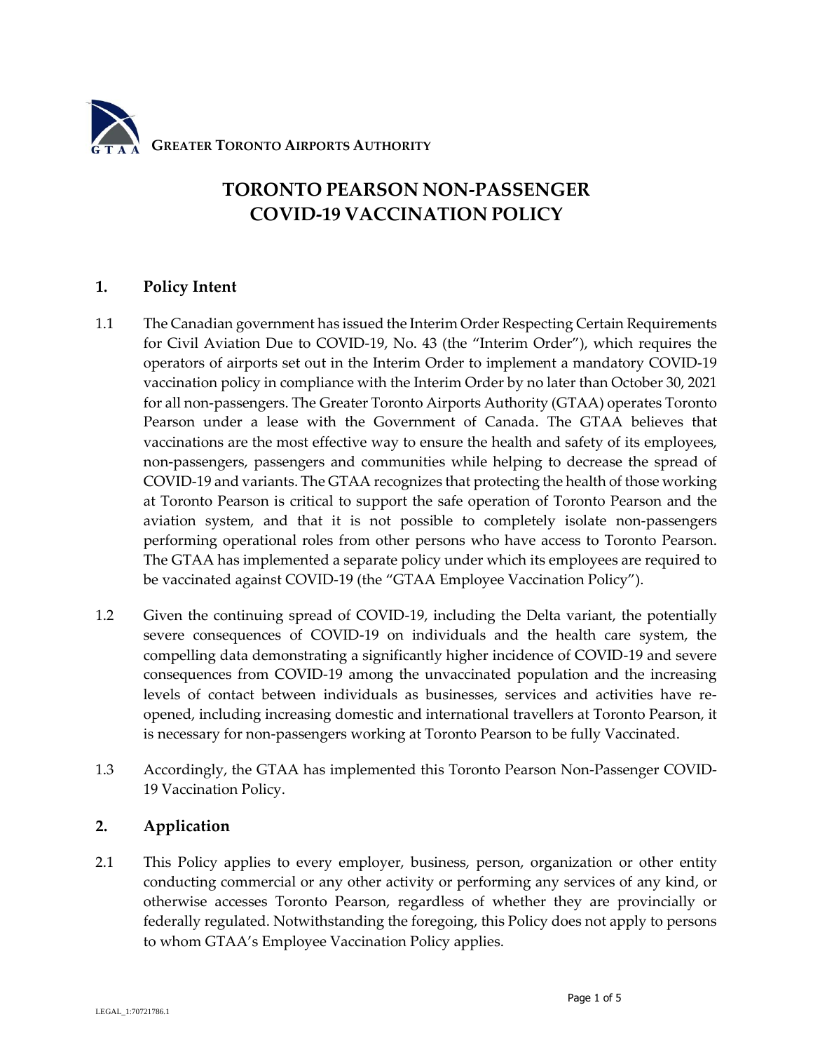GREATER TORONTO AIRPORTS AUTHORITY

# TORONTO PEARSON NON-PASSENGER COVID-19 VACCINATION POLICY

## 1. Policy Intent

1.1 The Canadian government has issued the Interim Order Respecting Certain Requirements for Civil Aviation Due to COVID-19, No. 43 (the "Interim Order"), which requires the operators of airports set out in the Interim Order to implement a mandatory COVID-19 vaccination policy in compliance with the Interim Order by no later than October 30, 2021 for all non-passengers. The Greater Toronto Airports Authority (GTAA) operates Toronto Pearson under a lease with the Government of Canada. The GTAA believes that vaccinations are the most effective way to ensure the health and safety of its employees, non-passengers, passengers and communities while helping to decrease the spread of COVID-19 and variants. The GTAA recognizes that protecting the health of those working at Toronto Pearson is critical to support the safe operation of Toronto Pearson and the aviation system, and that it is not possible to completely isolate non-passengers performing operational roles from other persons who have access to Toronto Pearson. The GTAA has implemented a separate policy under which its employees are required to be vaccinated against COVID-19 (the "GTAA Employee Vaccination Policy").

1.2 Given the continuing spread of COVID-19, including the Delta variant, the potentially severe consequences of COVID-19 on individuals and the health care system, the compelling data demonstrating a significantly higher incidence of COVID-19 and severe consequences from COVID-19 among the unvaccinated population and the increasing levels of contact between individuals as businesses, services and activities have re-opened, including increasing domestic and international travellers at Toronto Pearson, it is necessary for non-passengers working at Toronto Pearson to be fully Vaccinated.

1.3 Accordingly, the GTAA has implemented this Toronto Pearson Non-Passenger COVID-19 Vaccination Policy.

## 2. Application

2.1 This Policy applies to every employer, business, person, organization or other entity conducting commercial or any other activity or performing any services of any kind, or otherwise accesses Toronto Pearson, regardless of whether they are provincially or federally regulated. Notwithstanding the foregoing, this Policy does not apply to persons to whom GTAA's Employee Vaccination Policy applies.

LEGAL_1:70721786.1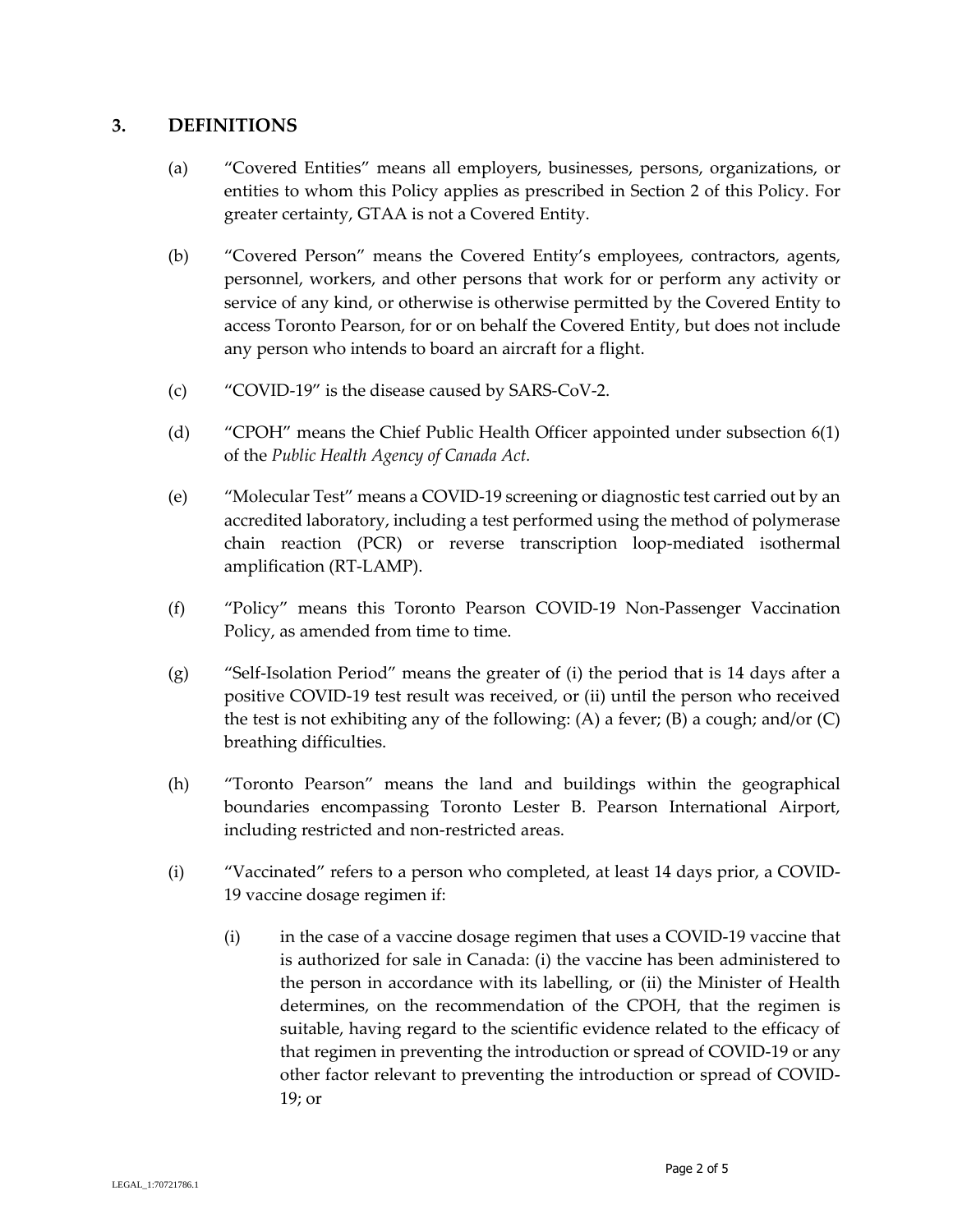## 3. DEFINITIONS

(a) "Covered Entities" means all employers, businesses, persons, organizations, or entities to whom this Policy applies as prescribed in Section 2 of this Policy. For greater certainty, GTAA is not a Covered Entity.

(b) "Covered Person" means the Covered Entity's employees, contractors, agents, personnel, workers, and other persons that work for or perform any activity or service of any kind, or otherwise is otherwise permitted by the Covered Entity to access Toronto Pearson, for or on behalf the Covered Entity, but does not include any person who intends to board an aircraft for a flight.

(c) "COVID-19" is the disease caused by SARS-CoV-2.

(d) "CPOH" means the Chief Public Health Officer appointed under subsection 6(1) of the *Public Health Agency of Canada Act.*

(e) "Molecular Test" means a COVID-19 screening or diagnostic test carried out by an accredited laboratory, including a test performed using the method of polymerase chain reaction (PCR) or reverse transcription loop-mediated isothermal amplification (RT-LAMP).

(f) "Policy" means this Toronto Pearson COVID-19 Non-Passenger Vaccination Policy, as amended from time to time.

(g) "Self-Isolation Period" means the greater of (i) the period that is 14 days after a positive COVID-19 test result was received, or (ii) until the person who received the test is not exhibiting any of the following: (A) a fever; (B) a cough; and/or (C) breathing difficulties.

(h) "Toronto Pearson" means the land and buildings within the geographical boundaries encompassing Toronto Lester B. Pearson International Airport, including restricted and non-restricted areas.

(i) "Vaccinated" refers to a person who completed, at least 14 days prior, a COVID-19 vaccine dosage regimen if:

(i) in the case of a vaccine dosage regimen that uses a COVID-19 vaccine that is authorized for sale in Canada: (i) the vaccine has been administered to the person in accordance with its labelling, or (ii) the Minister of Health determines, on the recommendation of the CPOH, that the regimen is suitable, having regard to the scientific evidence related to the efficacy of that regimen in preventing the introduction or spread of COVID-19 or any other factor relevant to preventing the introduction or spread of COVID-19; or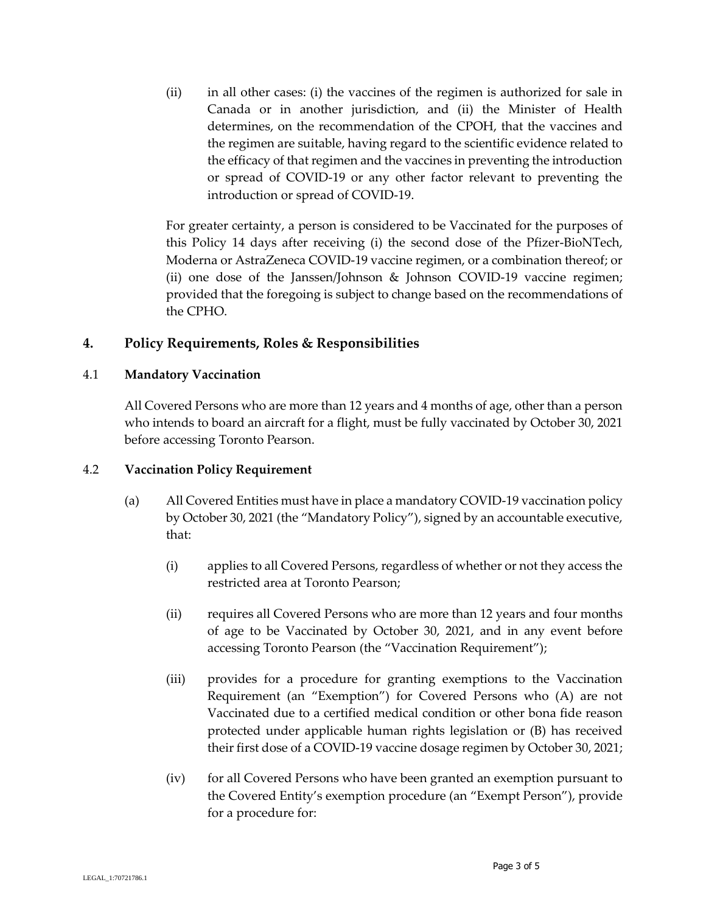(ii) in all other cases: (i) the vaccines of the regimen is authorized for sale in Canada or in another jurisdiction, and (ii) the Minister of Health determines, on the recommendation of the CPOH, that the vaccines and the regimen are suitable, having regard to the scientific evidence related to the efficacy of that regimen and the vaccines in preventing the introduction or spread of COVID-19 or any other factor relevant to preventing the introduction or spread of COVID-19.

For greater certainty, a person is considered to be Vaccinated for the purposes of this Policy 14 days after receiving (i) the second dose of the Pfizer-BioNTech, Moderna or AstraZeneca COVID-19 vaccine regimen, or a combination thereof; or (ii) one dose of the Janssen/Johnson & Johnson COVID-19 vaccine regimen; provided that the foregoing is subject to change based on the recommendations of the CPHO.

## 4. Policy Requirements, Roles & Responsibilities

### 4.1 Mandatory Vaccination

All Covered Persons who are more than 12 years and 4 months of age, other than a person who intends to board an aircraft for a flight, must be fully vaccinated by October 30, 2021 before accessing Toronto Pearson.

### 4.2 Vaccination Policy Requirement

(a) All Covered Entities must have in place a mandatory COVID-19 vaccination policy by October 30, 2021 (the "Mandatory Policy"), signed by an accountable executive, that:

(i) applies to all Covered Persons, regardless of whether or not they access the restricted area at Toronto Pearson;

(ii) requires all Covered Persons who are more than 12 years and four months of age to be Vaccinated by October 30, 2021, and in any event before accessing Toronto Pearson (the "Vaccination Requirement");

(iii) provides for a procedure for granting exemptions to the Vaccination Requirement (an "Exemption") for Covered Persons who (A) are not Vaccinated due to a certified medical condition or other bona fide reason protected under applicable human rights legislation or (B) has received their first dose of a COVID-19 vaccine dosage regimen by October 30, 2021;

(iv) for all Covered Persons who have been granted an exemption pursuant to the Covered Entity's exemption procedure (an "Exempt Person"), provide for a procedure for: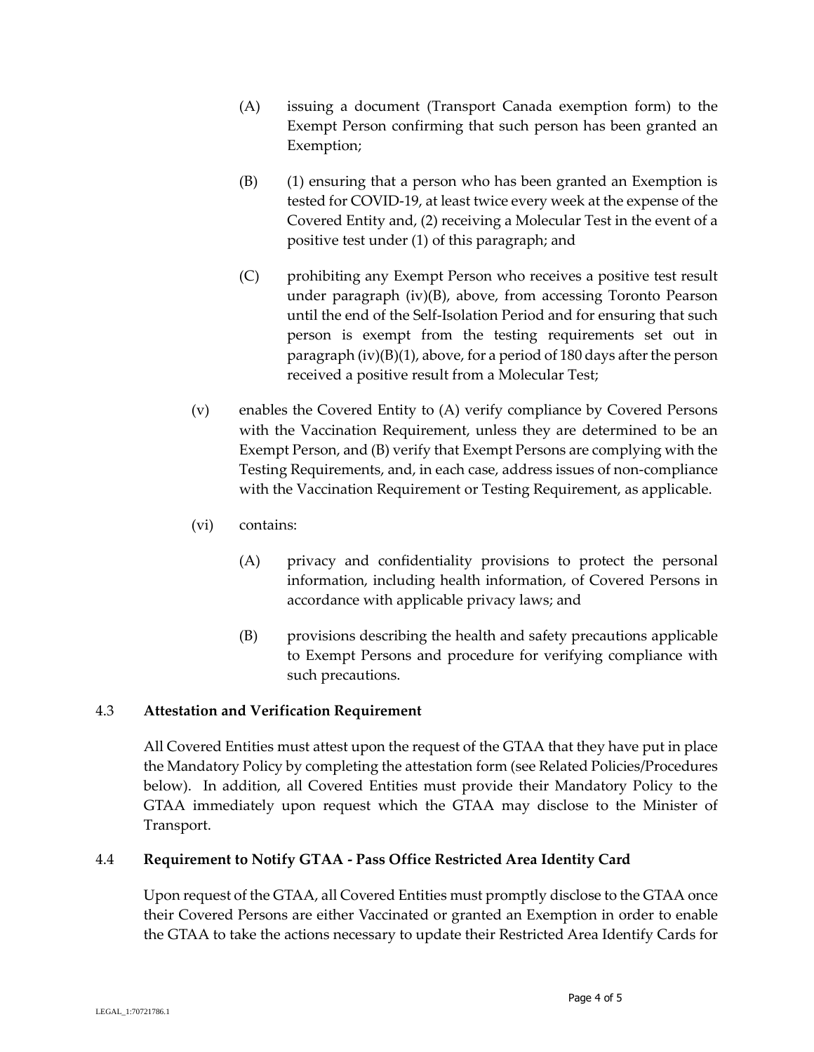(A) issuing a document (Transport Canada exemption form) to the Exempt Person confirming that such person has been granted an Exemption;

(B) (1) ensuring that a person who has been granted an Exemption is tested for COVID-19, at least twice every week at the expense of the Covered Entity and, (2) receiving a Molecular Test in the event of a positive test under (1) of this paragraph; and

(C) prohibiting any Exempt Person who receives a positive test result under paragraph (iv)(B), above, from accessing Toronto Pearson until the end of the Self-Isolation Period and for ensuring that such person is exempt from the testing requirements set out in paragraph (iv)(B)(1), above, for a period of 180 days after the person received a positive result from a Molecular Test;

(v) enables the Covered Entity to (A) verify compliance by Covered Persons with the Vaccination Requirement, unless they are determined to be an Exempt Person, and (B) verify that Exempt Persons are complying with the Testing Requirements, and, in each case, address issues of non-compliance with the Vaccination Requirement or Testing Requirement, as applicable.

(vi) contains:

(A) privacy and confidentiality provisions to protect the personal information, including health information, of Covered Persons in accordance with applicable privacy laws; and

(B) provisions describing the health and safety precautions applicable to Exempt Persons and procedure for verifying compliance with such precautions.

### 4.3 **Attestation and Verification Requirement**

All Covered Entities must attest upon the request of the GTAA that they have put in place the Mandatory Policy by completing the attestation form (see Related Policies/Procedures below). In addition, all Covered Entities must provide their Mandatory Policy to the GTAA immediately upon request which the GTAA may disclose to the Minister of Transport.

### 4.4 **Requirement to Notify GTAA - Pass Office Restricted Area Identity Card**

Upon request of the GTAA, all Covered Entities must promptly disclose to the GTAA once their Covered Persons are either Vaccinated or granted an Exemption in order to enable the GTAA to take the actions necessary to update their Restricted Area Identify Cards for

LEGAL_1:70721786.1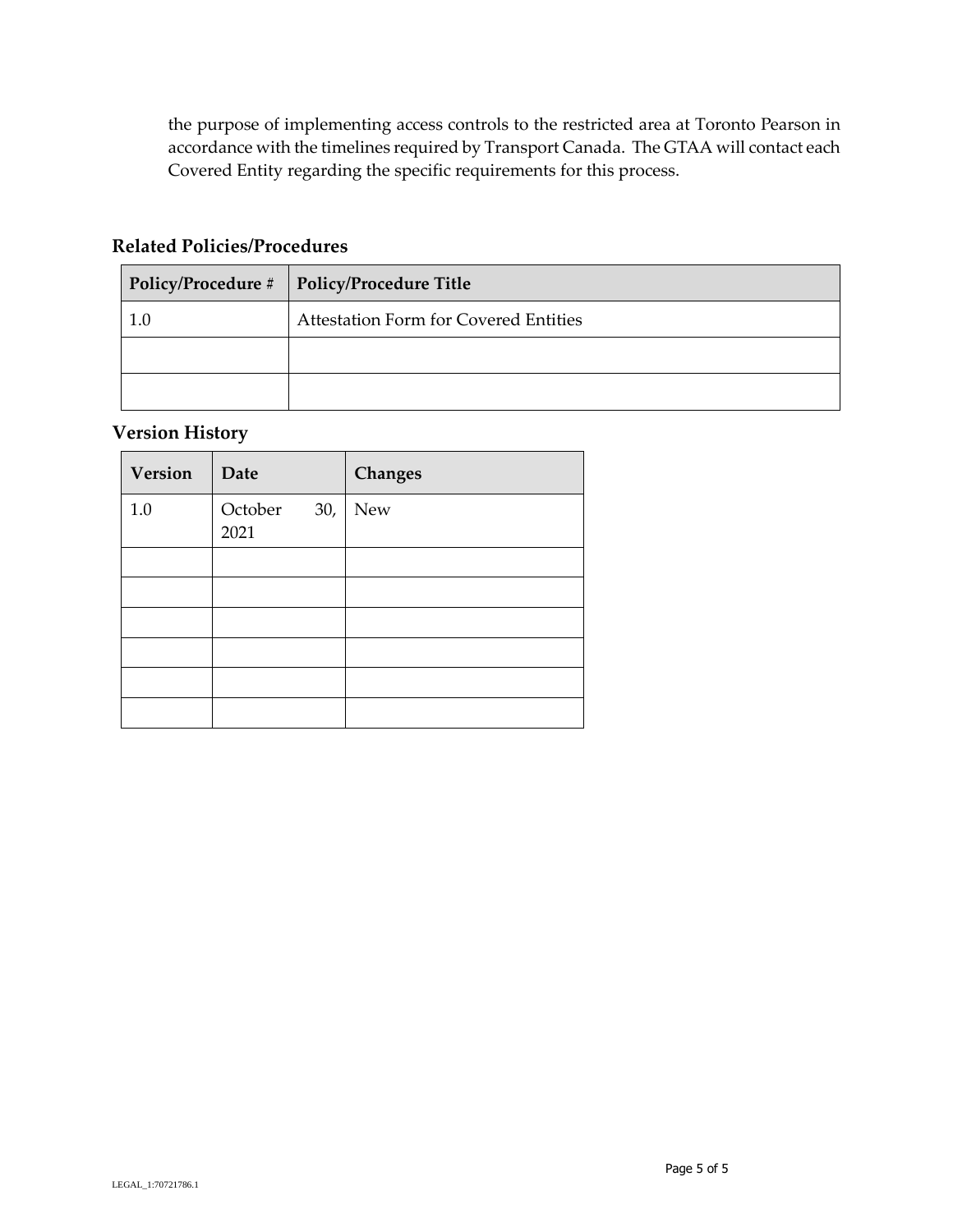the purpose of implementing access controls to the restricted area at Toronto Pearson in accordance with the timelines required by Transport Canada. The GTAA will contact each Covered Entity regarding the specific requirements for this process.

## Related Policies/Procedures

| Policy/Procedure # | Policy/Procedure Title |
|---|---|
| 1.0 | Attestation Form for Covered Entities |
| | |
| | |

## Version History

| Version | Date | Changes |
|---|---|---|
| 1.0 | October 30, 2021 | New |
| | | |
| | | |
| | | |
| | | |
| | | |
| | | |

LEGAL_1:70721786.1